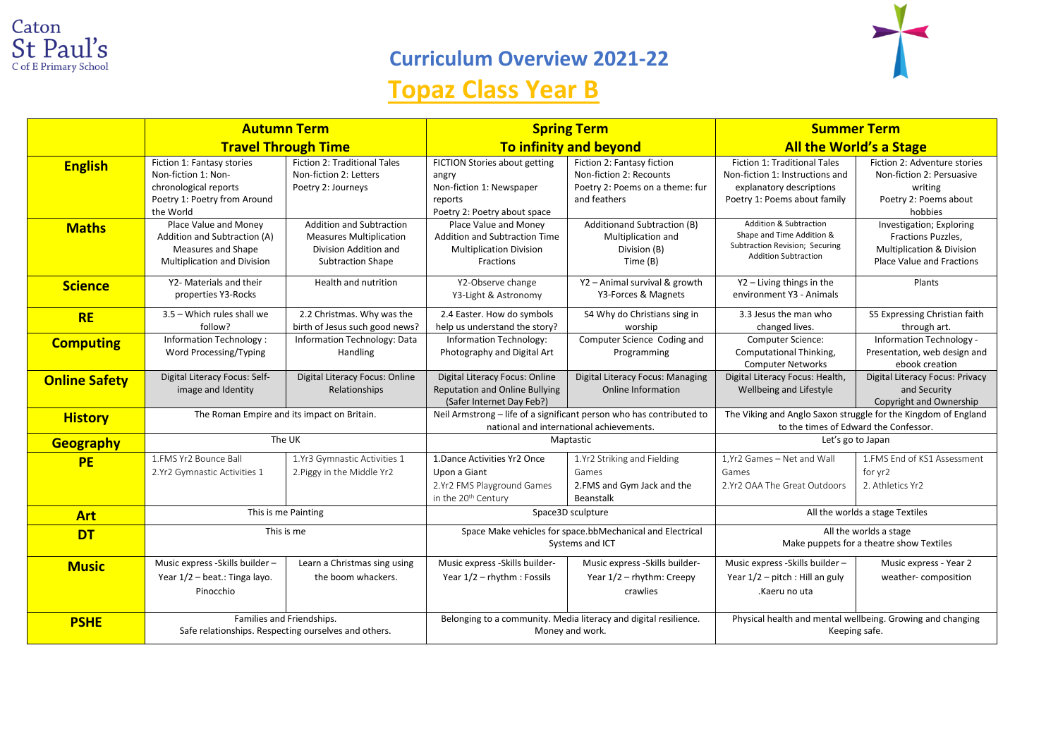Caton St Paul's C of E Primary School

# Curriculum Overview 2021-22

## Topaz Class Year B

| | Autumn Term<br>Travel Through Time | | Spring Term<br>To infinity and beyond | | Summer Term<br>All the World's a Stage | |
|---|---|---|---|---|---|---|
| **English** | Fiction 1: Fantasy stories<br>Non-fiction 1: Non-chronological reports<br>Poetry 1: Poetry from Around the World | Fiction 2: Traditional Tales<br>Non-fiction 2: Letters<br>Poetry 2: Journeys | FICTION Stories about getting angry<br>Non-fiction 1: Newspaper reports<br>Poetry 2: Poetry about space | Fiction 2: Fantasy fiction<br>Non-fiction 2: Recounts<br>Poetry 2: Poems on a theme: fur and feathers | Fiction 1: Traditional Tales<br>Non-fiction 1: Instructions and explanatory descriptions<br>Poetry 1: Poems about family | Fiction 2: Adventure stories<br>Non-fiction 2: Persuasive writing<br>Poetry 2: Poems about hobbies |
| **Maths** | Place Value and Money<br>Addition and Subtraction (A)<br>Measures and Shape<br>Multiplication and Division | Addition and Subtraction<br>Measures Multiplication<br>Division Addition and Subtraction Shape | Place Value and Money<br>Addition and Subtraction Time<br>Multiplication Division<br>Fractions | Additionand Subtraction (B)<br>Multiplication and Division (B)<br>Time (B) | Addition & Subtraction<br>Shape and Time Addition & Subtraction Revision; Securing Addition Subtraction | Investigation; Exploring Fractions Puzzles,<br>Multiplication & Division<br>Place Value and Fractions |
| **Science** | Y2- Materials and their properties Y3-Rocks | Health and nutrition | Y2-Observe change<br>Y3-Light & Astronomy | Y2 – Animal survival & growth<br>Y3-Forces & Magnets | Y2 – Living things in the environment Y3 - Animals | Plants |
| **RE** | 3.5 – Which rules shall we follow? | 2.2 Christmas. Why was the birth of Jesus such good news? | 2.4 Easter. How do symbols help us understand the story? | S4 Why do Christians sing in worship | 3.3 Jesus the man who changed lives. | S5 Expressing Christian faith through art. |
| **Computing** | Information Technology : Word Processing/Typing | Information Technology: Data Handling | Information Technology: Photography and Digital Art | Computer Science Coding and Programming | Computer Science: Computational Thinking, Computer Networks | Information Technology - Presentation, web design and ebook creation |
| **Online Safety** | Digital Literacy Focus: Self-image and Identity | Digital Literacy Focus: Online Relationships | Digital Literacy Focus: Online Reputation and Online Bullying (Safer Internet Day Feb?) | Digital Literacy Focus: Managing Online Information | Digital Literacy Focus: Health, Wellbeing and Lifestyle | Digital Literacy Focus: Privacy and Security<br>Copyright and Ownership |
| **History** | The Roman Empire and its impact on Britain. | | Neil Armstrong – life of a significant person who has contributed to national and international achievements. | | The Viking and Anglo Saxon struggle for the Kingdom of England to the times of Edward the Confessor. | |
| **Geography** | The UK | | Maptastic | | Let's go to Japan | |
| **PE** | 1.FMS Yr2 Bounce Ball<br>2.Yr2 Gymnastic Activities 1 | 1.Yr3 Gymnastic Activities 1<br>2.Piggy in the Middle Yr2 | 1.Dance Activities Yr2 Once Upon a Giant<br>2.Yr2 FMS Playground Games in the 20th Century | 1.Yr2 Striking and Fielding Games<br>2.FMS and Gym Jack and the Beanstalk | 1,Yr2 Games – Net and Wall Games<br>2.Yr2 OAA The Great Outdoors | 1.FMS End of KS1 Assessment for yr2<br>2. Athletics Yr2 |
| **Art** | This is me Painting | | Space3D sculpture | | All the worlds a stage Textiles | |
| **DT** | This is me | | Space Make vehicles for space.bbMechanical and Electrical Systems and ICT | | All the worlds a stage<br>Make puppets for a theatre show Textiles | |
| **Music** | Music express -Skills builder –<br>Year 1/2 – beat.: Tinga layo.<br>Pinocchio | Learn a Christmas sing using the boom whackers. | Music express -Skills builder-<br>Year 1/2 – rhythm : Fossils | Music express -Skills builder-<br>Year 1/2 – rhythm: Creepy crawlies | Music express -Skills builder –<br>Year 1/2 – pitch : Hill an guly<br>.Kaeru no uta | Music express - Year 2<br>weather- composition |
| **PSHE** | Families and Friendships.<br>Safe relationships. Respecting ourselves and others. | | Belonging to a community. Media literacy and digital resilience.<br>Money and work. | | Physical health and mental wellbeing. Growing and changing<br>Keeping safe. | |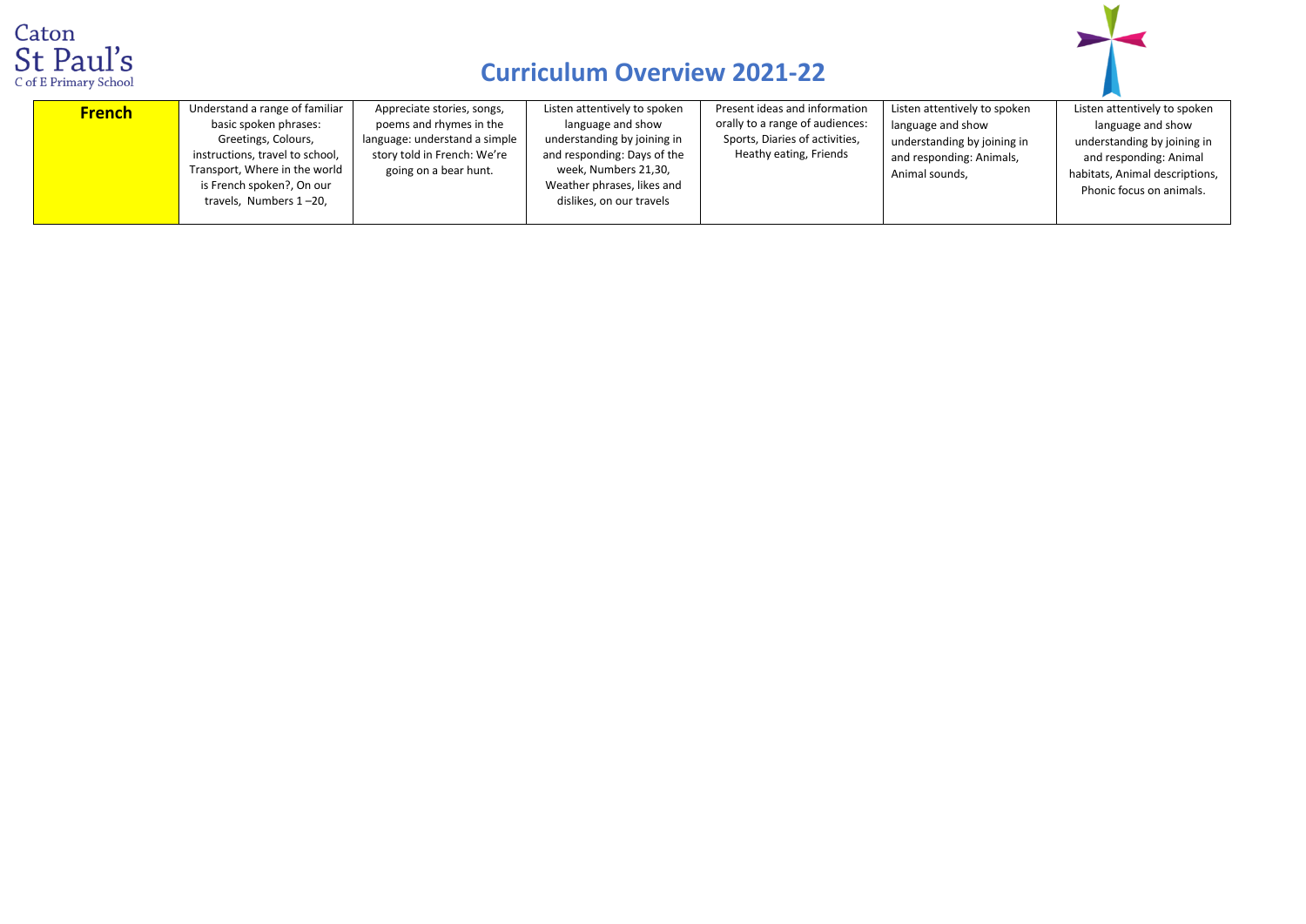# Curriculum Overview 2021-22

| | | | | | | |
|---|---|---|---|---|---|---|
| **French** | Understand a range of familiar basic spoken phrases: Greetings, Colours, instructions, travel to school, Transport, Where in the world is French spoken?, On our travels, Numbers 1 –20, | Appreciate stories, songs, poems and rhymes in the language: understand a simple story told in French: We're going on a bear hunt. | Listen attentively to spoken language and show understanding by joining in and responding: Days of the week, Numbers 21,30, Weather phrases, likes and dislikes, on our travels | Present ideas and information orally to a range of audiences: Sports, Diaries of activities, Heathy eating, Friends | Listen attentively to spoken language and show understanding by joining in and responding: Animals, Animal sounds, | Listen attentively to spoken language and show understanding by joining in and responding: Animal habitats, Animal descriptions, Phonic focus on animals. |